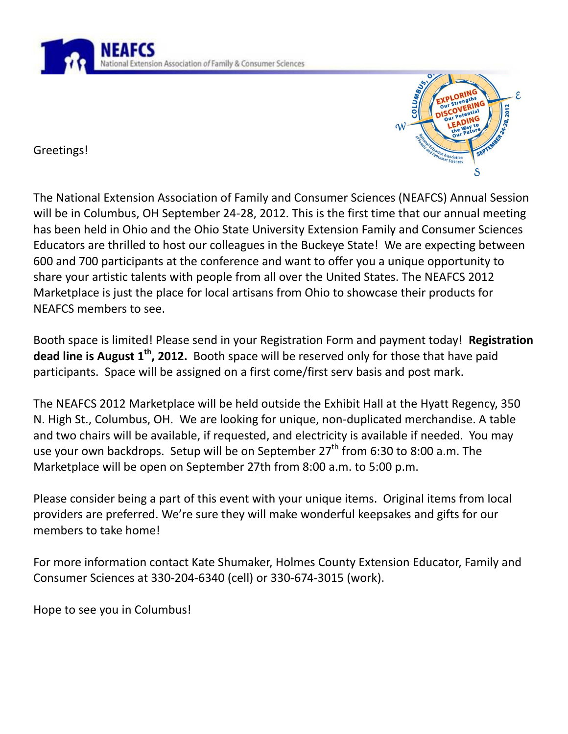**NEAFCS**
National Extension Association *of* Family & Consumer Sciences

Greetings!

The National Extension Association of Family and Consumer Sciences (NEAFCS) Annual Session will be in Columbus, OH September 24-28, 2012. This is the first time that our annual meeting has been held in Ohio and the Ohio State University Extension Family and Consumer Sciences Educators are thrilled to host our colleagues in the Buckeye State! We are expecting between 600 and 700 participants at the conference and want to offer you a unique opportunity to share your artistic talents with people from all over the United States. The NEAFCS 2012 Marketplace is just the place for local artisans from Ohio to showcase their products for NEAFCS members to see.

Booth space is limited! Please send in your Registration Form and payment today! **Registration dead line is August 1th, 2012.** Booth space will be reserved only for those that have paid participants. Space will be assigned on a first come/first serv basis and post mark.

The NEAFCS 2012 Marketplace will be held outside the Exhibit Hall at the Hyatt Regency, 350 N. High St., Columbus, OH. We are looking for unique, non-duplicated merchandise. A table and two chairs will be available, if requested, and electricity is available if needed. You may use your own backdrops. Setup will be on September 27th from 6:30 to 8:00 a.m. The Marketplace will be open on September 27th from 8:00 a.m. to 5:00 p.m.

Please consider being a part of this event with your unique items. Original items from local providers are preferred. We're sure they will make wonderful keepsakes and gifts for our members to take home!

For more information contact Kate Shumaker, Holmes County Extension Educator, Family and Consumer Sciences at 330-204-6340 (cell) or 330-674-3015 (work).

Hope to see you in Columbus!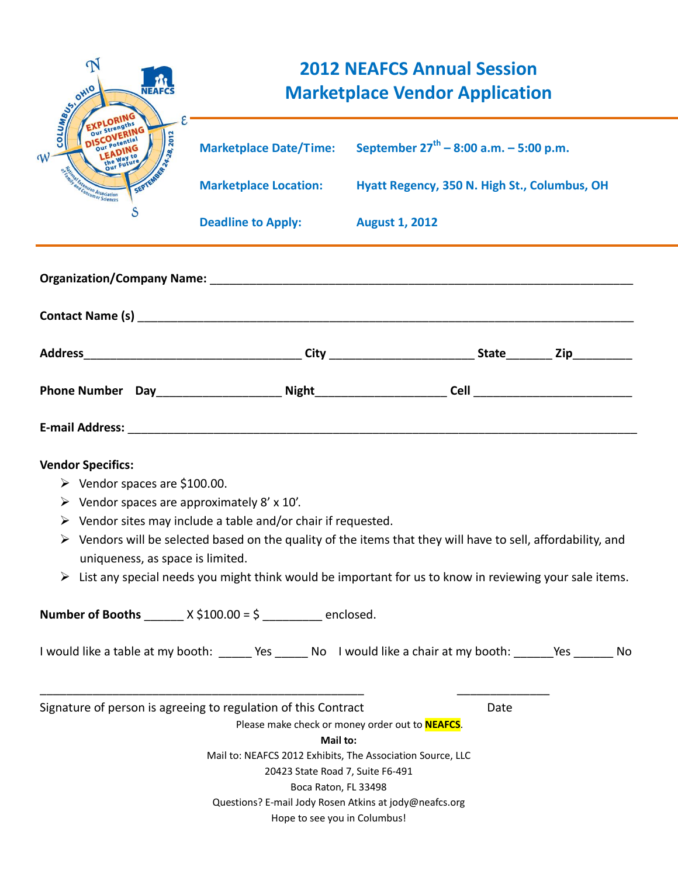# 2012 NEAFCS Annual Session Marketplace Vendor Application

**Marketplace Date/Time:** September 27th – 8:00 a.m. – 5:00 p.m.

**Marketplace Location:** Hyatt Regency, 350 N. High St., Columbus, OH

**Deadline to Apply:** August 1, 2012

**Organization/Company Name:** ______________________________________________________________

**Contact Name (s)** ______________________________________________________________________

**Address**_________________________________ **City** ______________________ **State**_______ **Zip**_________

**Phone Number** **Day**___________________ **Night**____________________ **Cell** ________________________

**E-mail Address:** ________________________________________________________________________

**Vendor Specifics:**

- Vendor spaces are $100.00.
- Vendor spaces are approximately 8' x 10'.
- Vendor sites may include a table and/or chair if requested.
- Vendors will be selected based on the quality of the items that they will have to sell, affordability, and uniqueness, as space is limited.
- List any special needs you might think would be important for us to know in reviewing your sale items.

**Number of Booths** ______ X $100.00 = $ _________ enclosed.

I would like a table at my booth: _____ Yes _____ No I would like a chair at my booth: ______Yes ______ No

__________________________________________________ ______________

Signature of person is agreeing to regulation of this Contract Date

Please make check or money order out to **NEAFCS**.

**Mail to:**

Mail to: NEAFCS 2012 Exhibits, The Association Source, LLC

20423 State Road 7, Suite F6-491

Boca Raton, FL 33498

Questions? E-mail Jody Rosen Atkins at jody@neafcs.org

Hope to see you in Columbus!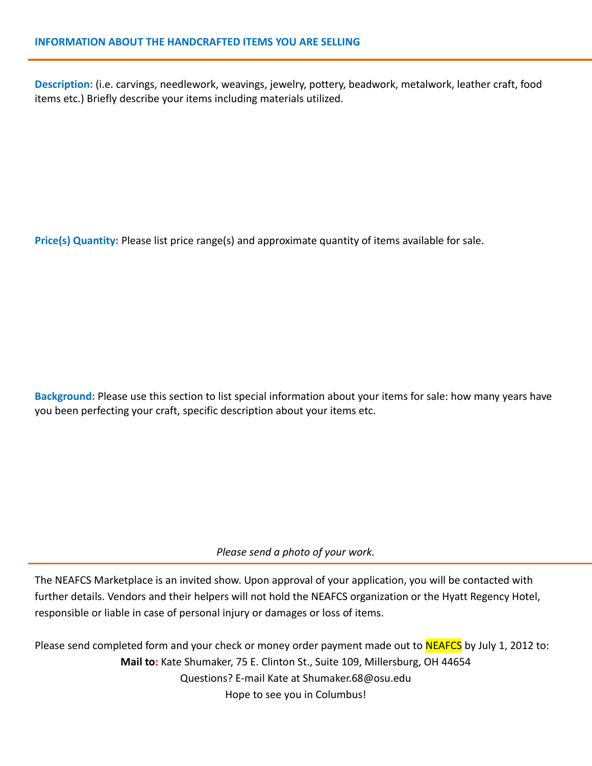## INFORMATION ABOUT THE HANDCRAFTED ITEMS YOU ARE SELLING

**Description:** (i.e. carvings, needlework, weavings, jewelry, pottery, beadwork, metalwork, leather craft, food items etc.) Briefly describe your items including materials utilized.

**Price(s) Quantity:** Please list price range(s) and approximate quantity of items available for sale.

**Background:** Please use this section to list special information about your items for sale: how many years have you been perfecting your craft, specific description about your items etc.

*Please send a photo of your work.*

The NEAFCS Marketplace is an invited show. Upon approval of your application, you will be contacted with further details. Vendors and their helpers will not hold the NEAFCS organization or the Hyatt Regency Hotel, responsible or liable in case of personal injury or damages or loss of items.

Please send completed form and your check or money order payment made out to NEAFCS by July 1, 2012 to:

**Mail to:** Kate Shumaker, 75 E. Clinton St., Suite 109, Millersburg, OH 44654

Questions? E-mail Kate at Shumaker.68@osu.edu

Hope to see you in Columbus!